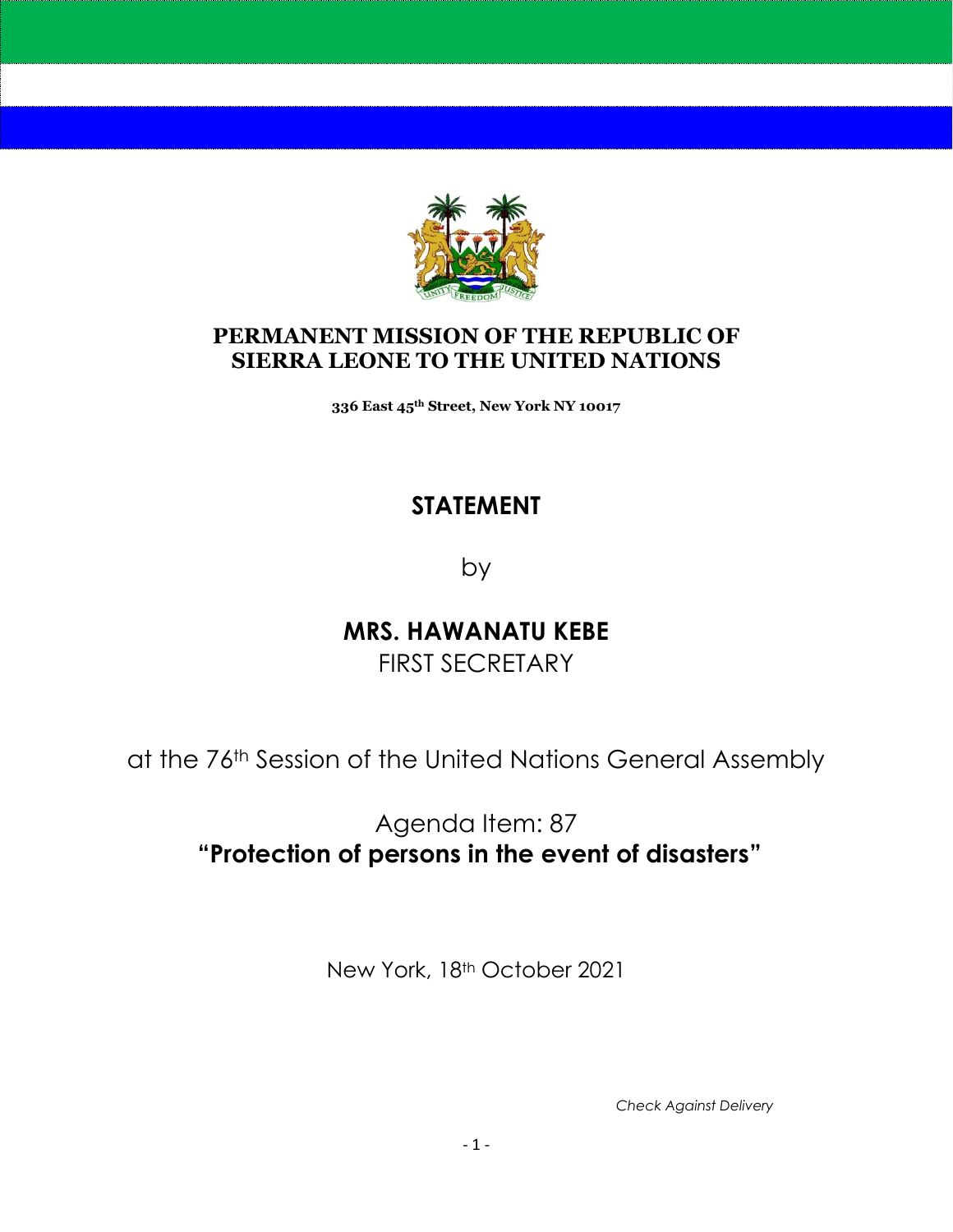**PERMANENT MISSION OF THE REPUBLIC OF SIERRA LEONE TO THE UNITED NATIONS**

**336 East 45th Street, New York NY 10017**

# STATEMENT

by

**MRS. HAWANATU KEBE**
FIRST SECRETARY

at the 76th Session of the United Nations General Assembly

Agenda Item: 87
**"Protection of persons in the event of disasters"**

New York, 18th October 2021

*Check Against Delivery*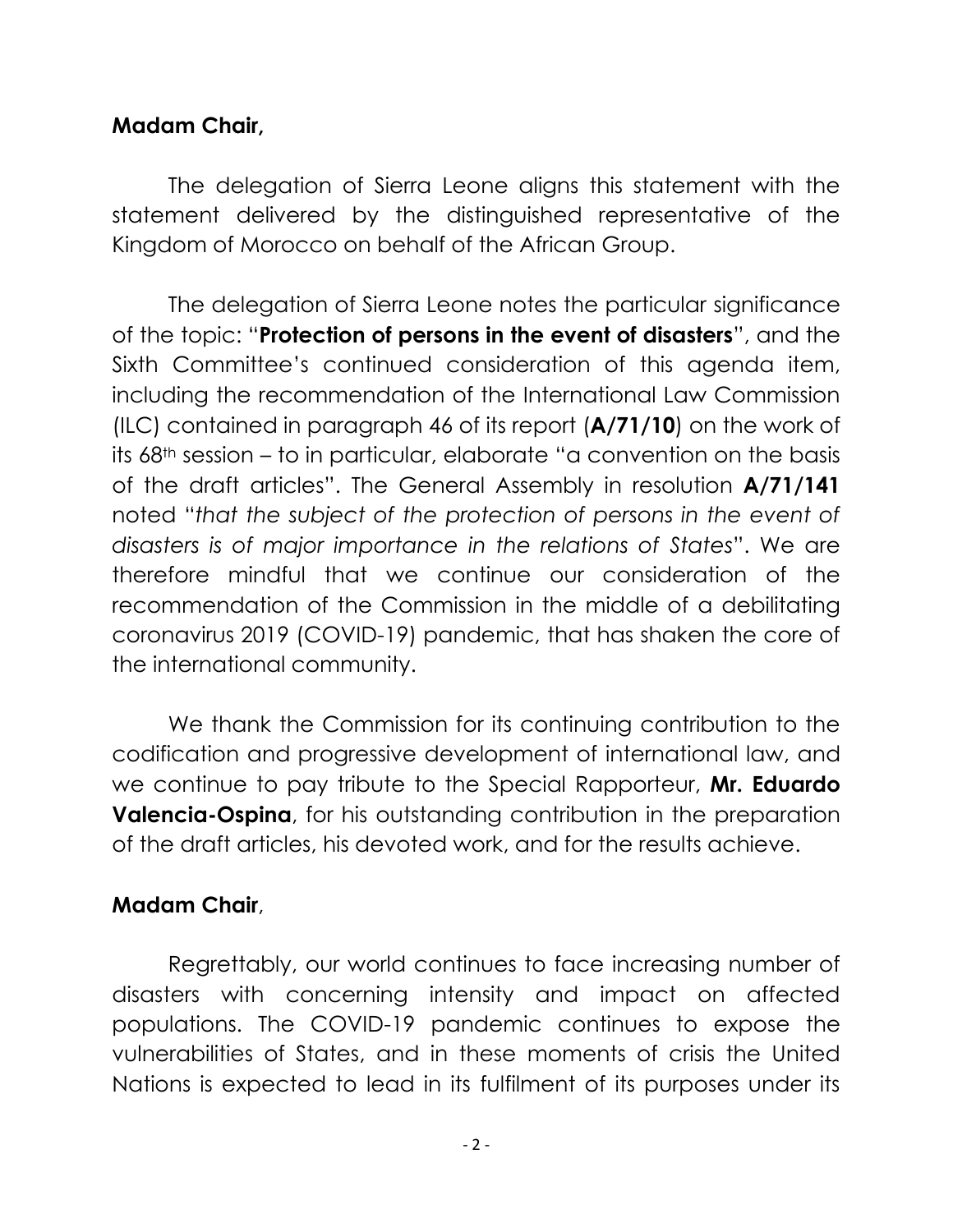**Madam Chair,**

The delegation of Sierra Leone aligns this statement with the statement delivered by the distinguished representative of the Kingdom of Morocco on behalf of the African Group.

The delegation of Sierra Leone notes the particular significance of the topic: "**Protection of persons in the event of disasters**", and the Sixth Committee's continued consideration of this agenda item, including the recommendation of the International Law Commission (ILC) contained in paragraph 46 of its report (**A/71/10**) on the work of its 68th session – to in particular, elaborate "a convention on the basis of the draft articles". The General Assembly in resolution **A/71/141** noted "*that the subject of the protection of persons in the event of disasters is of major importance in the relations of States*". We are therefore mindful that we continue our consideration of the recommendation of the Commission in the middle of a debilitating coronavirus 2019 (COVID-19) pandemic, that has shaken the core of the international community.

We thank the Commission for its continuing contribution to the codification and progressive development of international law, and we continue to pay tribute to the Special Rapporteur, **Mr. Eduardo Valencia-Ospina**, for his outstanding contribution in the preparation of the draft articles, his devoted work, and for the results achieve.

**Madam Chair**,

Regrettably, our world continues to face increasing number of disasters with concerning intensity and impact on affected populations. The COVID-19 pandemic continues to expose the vulnerabilities of States, and in these moments of crisis the United Nations is expected to lead in its fulfilment of its purposes under its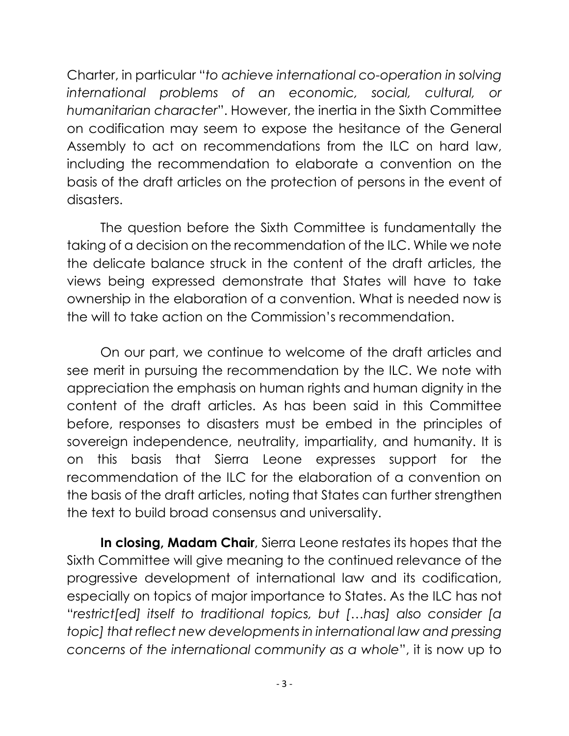Charter, in particular "*to achieve international co-operation in solving international problems of an economic, social, cultural, or humanitarian character*". However, the inertia in the Sixth Committee on codification may seem to expose the hesitance of the General Assembly to act on recommendations from the ILC on hard law, including the recommendation to elaborate a convention on the basis of the draft articles on the protection of persons in the event of disasters.

The question before the Sixth Committee is fundamentally the taking of a decision on the recommendation of the ILC. While we note the delicate balance struck in the content of the draft articles, the views being expressed demonstrate that States will have to take ownership in the elaboration of a convention. What is needed now is the will to take action on the Commission's recommendation.

On our part, we continue to welcome of the draft articles and see merit in pursuing the recommendation by the ILC. We note with appreciation the emphasis on human rights and human dignity in the content of the draft articles. As has been said in this Committee before, responses to disasters must be embed in the principles of sovereign independence, neutrality, impartiality, and humanity. It is on this basis that Sierra Leone expresses support for the recommendation of the ILC for the elaboration of a convention on the basis of the draft articles, noting that States can further strengthen the text to build broad consensus and universality.

**In closing, Madam Chair**, Sierra Leone restates its hopes that the Sixth Committee will give meaning to the continued relevance of the progressive development of international law and its codification, especially on topics of major importance to States. As the ILC has not "*restrict[ed] itself to traditional topics, but […has] also consider [a topic] that reflect new developments in international law and pressing concerns of the international community as a whole*", it is now up to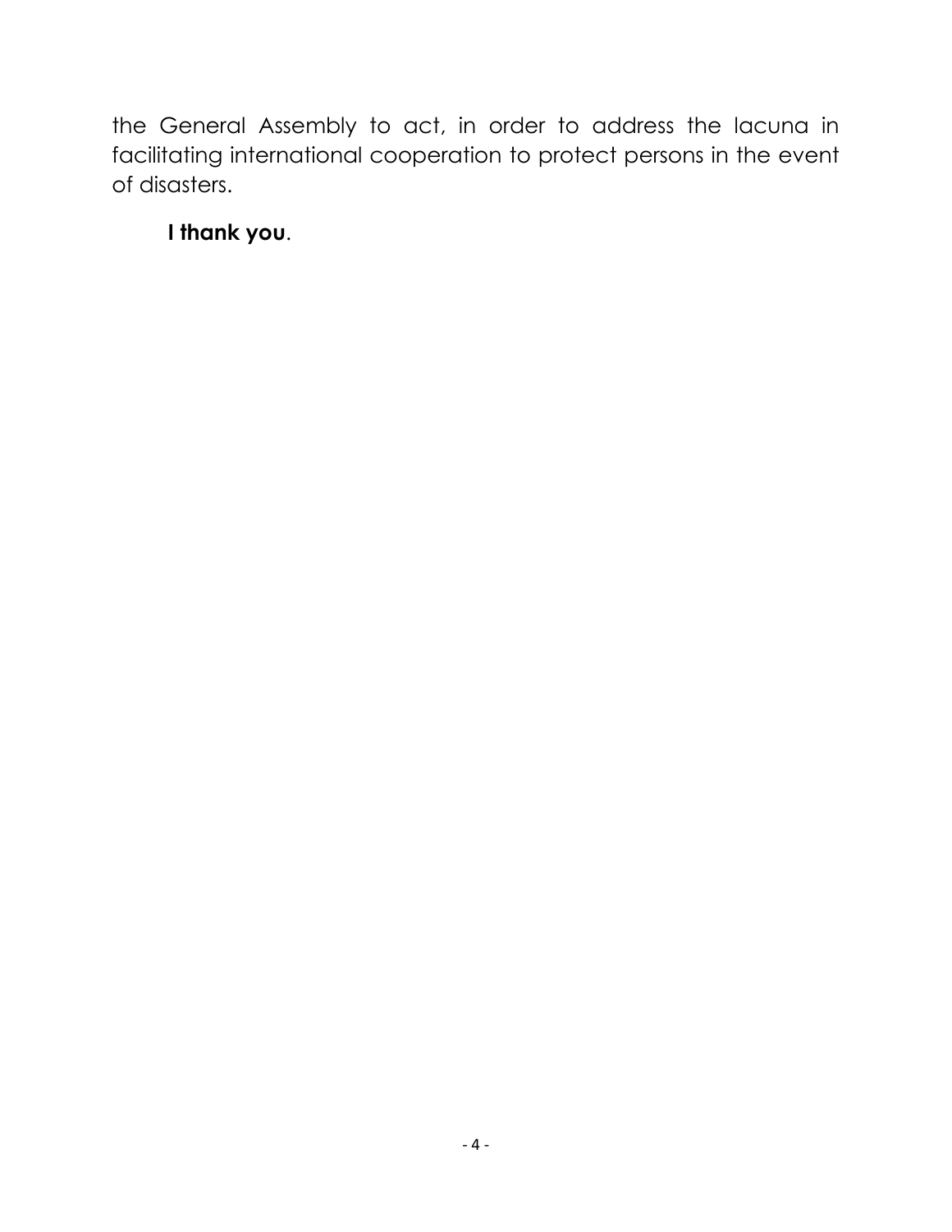the General Assembly to act, in order to address the lacuna in facilitating international cooperation to protect persons in the event of disasters.

**I thank you**.